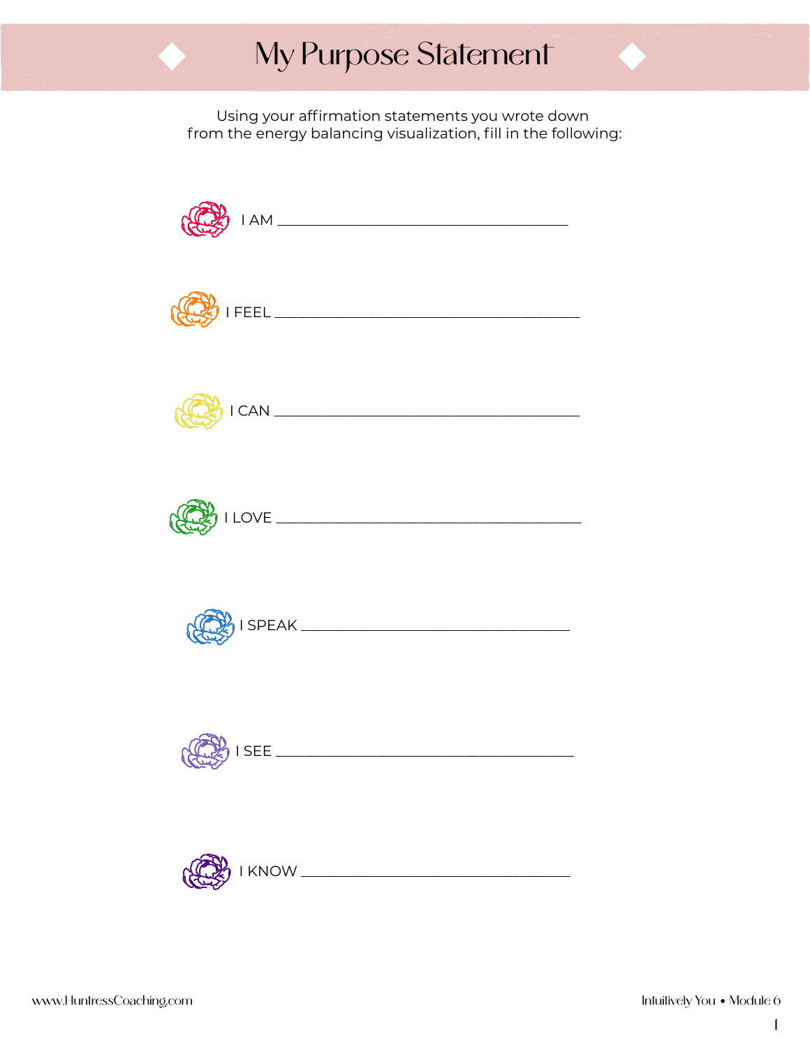# My Purpose Statement

Using your affirmation statements you wrote down from the energy balancing visualization, fill in the following:

I AM ________________________________________

I FEEL ________________________________________

I CAN ________________________________________

I LOVE ________________________________________

I SPEAK ________________________________________

I SEE ________________________________________

I KNOW ________________________________________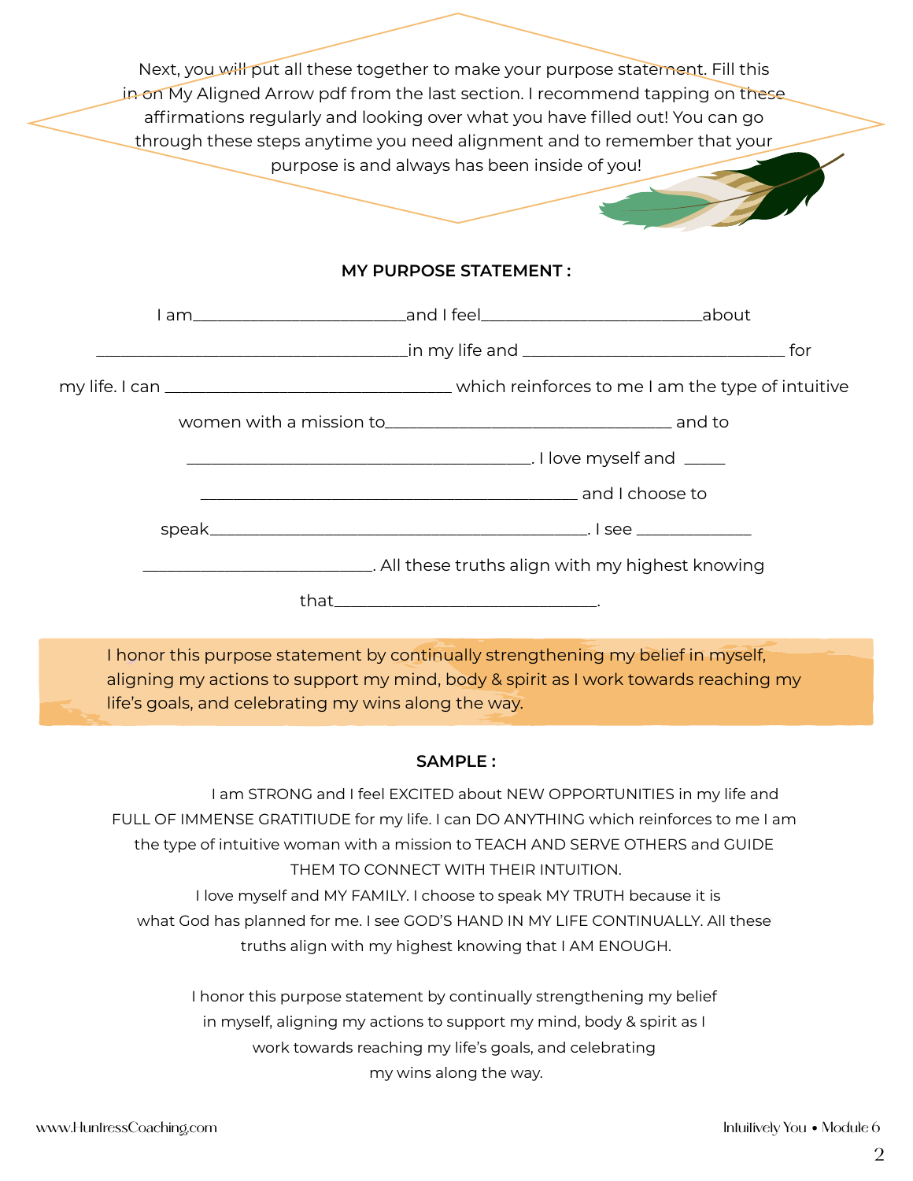Next, you will put all these together to make your purpose statement. Fill this in on My Aligned Arrow pdf from the last section. I recommend tapping on these affirmations regularly and looking over what you have filled out! You can go through these steps anytime you need alignment and to remember that your purpose is and always has been inside of you!

**MY PURPOSE STATEMENT :**

I am_________________________and I feel__________________________about ____________________________________in my life and _______________________________ for my life. I can _________________________________ which reinforces to me I am the type of intuitive women with a mission to_________________________________ and to _________________________________________. I love myself and _____ ____________________________________________ and I choose to speak___________________________________________. I see _____________ ___________________________. All these truths align with my highest knowing that______________________________.

I honor this purpose statement by continually strengthening my belief in myself, aligning my actions to support my mind, body & spirit as I work towards reaching my life's goals, and celebrating my wins along the way.

**SAMPLE :**

I am STRONG and I feel EXCITED about NEW OPPORTUNITIES in my life and FULL OF IMMENSE GRATITIUDE for my life. I can DO ANYTHING which reinforces to me I am the type of intuitive woman with a mission to TEACH AND SERVE OTHERS and GUIDE THEM TO CONNECT WITH THEIR INTUITION. I love myself and MY FAMILY. I choose to speak MY TRUTH because it is what God has planned for me. I see GOD'S HAND IN MY LIFE CONTINUALLY. All these truths align with my highest knowing that I AM ENOUGH.

I honor this purpose statement by continually strengthening my belief in myself, aligning my actions to support my mind, body & spirit as I work towards reaching my life's goals, and celebrating my wins along the way.